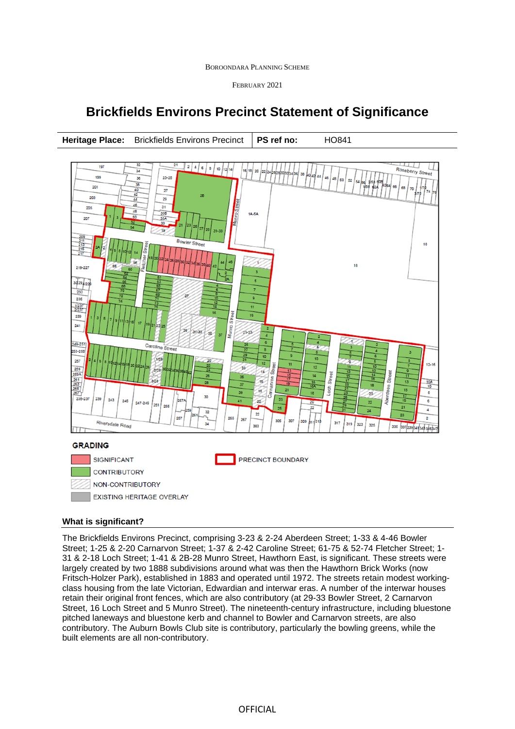BOROONDARA PLANNING SCHEME

FEBRUARY 2021

# Brickfields Environs Precinct Statement of Significance

| Heritage Place: | Brickfields Environs Precinct | PS ref no: | HO841 |
|---|---|---|---|

GRADING

- SIGNIFICANT
- CONTRIBUTORY
- NON-CONTRIBUTORY
- EXISTING HERITAGE OVERLAY
- PRECINCT BOUNDARY

### What is significant?

The Brickfields Environs Precinct, comprising 3-23 & 2-24 Aberdeen Street; 1-33 & 4-46 Bowler Street; 1-25 & 2-20 Carnarvon Street; 1-37 & 2-42 Caroline Street; 61-75 & 52-74 Fletcher Street; 1-31 & 2-18 Loch Street; 1-41 & 2B-28 Munro Street, Hawthorn East, is significant. These streets were largely created by two 1888 subdivisions around what was then the Hawthorn Brick Works (now Fritsch-Holzer Park), established in 1883 and operated until 1972. The streets retain modest working-class housing from the late Victorian, Edwardian and interwar eras. A number of the interwar houses retain their original front fences, which are also contributory (at 29-33 Bowler Street, 2 Carnarvon Street, 16 Loch Street and 5 Munro Street). The nineteenth-century infrastructure, including bluestone pitched laneways and bluestone kerb and channel to Bowler and Carnarvon streets, are also contributory. The Auburn Bowls Club site is contributory, particularly the bowling greens, while the built elements are all non-contributory.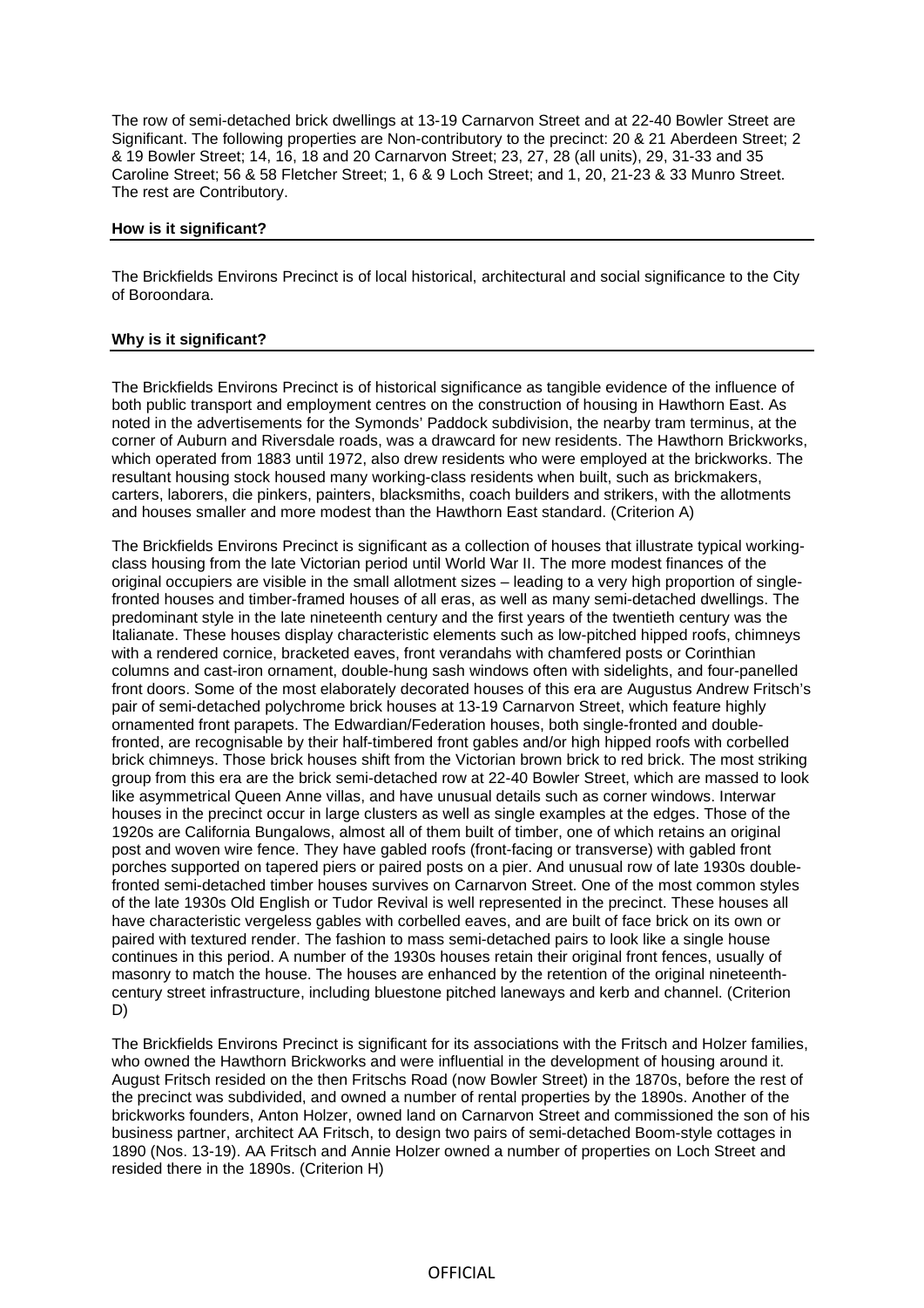The row of semi-detached brick dwellings at 13-19 Carnarvon Street and at 22-40 Bowler Street are Significant. The following properties are Non-contributory to the precinct: 20 & 21 Aberdeen Street; 2 & 19 Bowler Street; 14, 16, 18 and 20 Carnarvon Street; 23, 27, 28 (all units), 29, 31-33 and 35 Caroline Street; 56 & 58 Fletcher Street; 1, 6 & 9 Loch Street; and 1, 20, 21-23 & 33 Munro Street. The rest are Contributory.

**How is it significant?**

The Brickfields Environs Precinct is of local historical, architectural and social significance to the City of Boroondara.

**Why is it significant?**

The Brickfields Environs Precinct is of historical significance as tangible evidence of the influence of both public transport and employment centres on the construction of housing in Hawthorn East. As noted in the advertisements for the Symonds' Paddock subdivision, the nearby tram terminus, at the corner of Auburn and Riversdale roads, was a drawcard for new residents. The Hawthorn Brickworks, which operated from 1883 until 1972, also drew residents who were employed at the brickworks. The resultant housing stock housed many working-class residents when built, such as brickmakers, carters, laborers, die pinkers, painters, blacksmiths, coach builders and strikers, with the allotments and houses smaller and more modest than the Hawthorn East standard. (Criterion A)

The Brickfields Environs Precinct is significant as a collection of houses that illustrate typical working-class housing from the late Victorian period until World War II. The more modest finances of the original occupiers are visible in the small allotment sizes – leading to a very high proportion of single-fronted houses and timber-framed houses of all eras, as well as many semi-detached dwellings. The predominant style in the late nineteenth century and the first years of the twentieth century was the Italianate. These houses display characteristic elements such as low-pitched hipped roofs, chimneys with a rendered cornice, bracketed eaves, front verandahs with chamfered posts or Corinthian columns and cast-iron ornament, double-hung sash windows often with sidelights, and four-panelled front doors. Some of the most elaborately decorated houses of this era are Augustus Andrew Fritsch's pair of semi-detached polychrome brick houses at 13-19 Carnarvon Street, which feature highly ornamented front parapets. The Edwardian/Federation houses, both single-fronted and double-fronted, are recognisable by their half-timbered front gables and/or high hipped roofs with corbelled brick chimneys. Those brick houses shift from the Victorian brown brick to red brick. The most striking group from this era are the brick semi-detached row at 22-40 Bowler Street, which are massed to look like asymmetrical Queen Anne villas, and have unusual details such as corner windows. Interwar houses in the precinct occur in large clusters as well as single examples at the edges. Those of the 1920s are California Bungalows, almost all of them built of timber, one of which retains an original post and woven wire fence. They have gabled roofs (front-facing or transverse) with gabled front porches supported on tapered piers or paired posts on a pier. And unusual row of late 1930s double-fronted semi-detached timber houses survives on Carnarvon Street. One of the most common styles of the late 1930s Old English or Tudor Revival is well represented in the precinct. These houses all have characteristic vergeless gables with corbelled eaves, and are built of face brick on its own or paired with textured render. The fashion to mass semi-detached pairs to look like a single house continues in this period. A number of the 1930s houses retain their original front fences, usually of masonry to match the house. The houses are enhanced by the retention of the original nineteenth-century street infrastructure, including bluestone pitched laneways and kerb and channel. (Criterion D)

The Brickfields Environs Precinct is significant for its associations with the Fritsch and Holzer families, who owned the Hawthorn Brickworks and were influential in the development of housing around it. August Fritsch resided on the then Fritschs Road (now Bowler Street) in the 1870s, before the rest of the precinct was subdivided, and owned a number of rental properties by the 1890s. Another of the brickworks founders, Anton Holzer, owned land on Carnarvon Street and commissioned the son of his business partner, architect AA Fritsch, to design two pairs of semi-detached Boom-style cottages in 1890 (Nos. 13-19). AA Fritsch and Annie Holzer owned a number of properties on Loch Street and resided there in the 1890s. (Criterion H)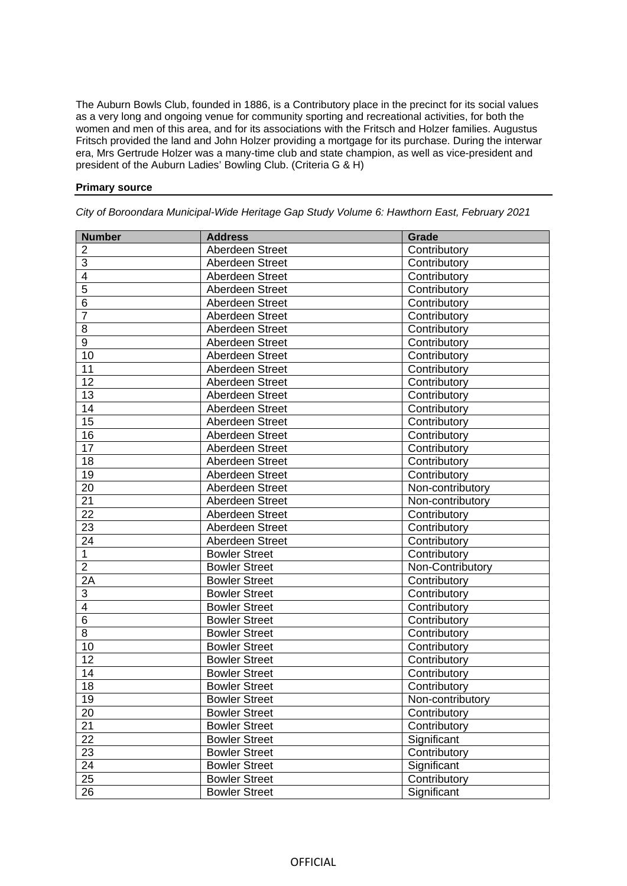The Auburn Bowls Club, founded in 1886, is a Contributory place in the precinct for its social values as a very long and ongoing venue for community sporting and recreational activities, for both the women and men of this area, and for its associations with the Fritsch and Holzer families. Augustus Fritsch provided the land and John Holzer providing a mortgage for its purchase. During the interwar era, Mrs Gertrude Holzer was a many-time club and state champion, as well as vice-president and president of the Auburn Ladies' Bowling Club. (Criteria G & H)

**Primary source**

*City of Boroondara Municipal-Wide Heritage Gap Study Volume 6: Hawthorn East, February 2021*

| Number | Address | Grade |
|---|---|---|
| 2 | Aberdeen Street | Contributory |
| 3 | Aberdeen Street | Contributory |
| 4 | Aberdeen Street | Contributory |
| 5 | Aberdeen Street | Contributory |
| 6 | Aberdeen Street | Contributory |
| 7 | Aberdeen Street | Contributory |
| 8 | Aberdeen Street | Contributory |
| 9 | Aberdeen Street | Contributory |
| 10 | Aberdeen Street | Contributory |
| 11 | Aberdeen Street | Contributory |
| 12 | Aberdeen Street | Contributory |
| 13 | Aberdeen Street | Contributory |
| 14 | Aberdeen Street | Contributory |
| 15 | Aberdeen Street | Contributory |
| 16 | Aberdeen Street | Contributory |
| 17 | Aberdeen Street | Contributory |
| 18 | Aberdeen Street | Contributory |
| 19 | Aberdeen Street | Contributory |
| 20 | Aberdeen Street | Non-contributory |
| 21 | Aberdeen Street | Non-contributory |
| 22 | Aberdeen Street | Contributory |
| 23 | Aberdeen Street | Contributory |
| 24 | Aberdeen Street | Contributory |
| 1 | Bowler Street | Contributory |
| 2 | Bowler Street | Non-Contributory |
| 2A | Bowler Street | Contributory |
| 3 | Bowler Street | Contributory |
| 4 | Bowler Street | Contributory |
| 6 | Bowler Street | Contributory |
| 8 | Bowler Street | Contributory |
| 10 | Bowler Street | Contributory |
| 12 | Bowler Street | Contributory |
| 14 | Bowler Street | Contributory |
| 18 | Bowler Street | Contributory |
| 19 | Bowler Street | Non-contributory |
| 20 | Bowler Street | Contributory |
| 21 | Bowler Street | Contributory |
| 22 | Bowler Street | Significant |
| 23 | Bowler Street | Contributory |
| 24 | Bowler Street | Significant |
| 25 | Bowler Street | Contributory |
| 26 | Bowler Street | Significant |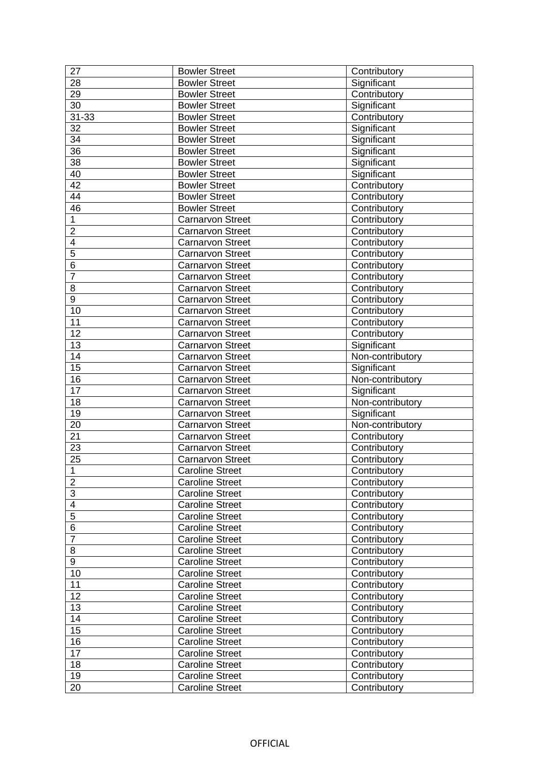| 27 | Bowler Street | Contributory |
|---|---|---|
| 28 | Bowler Street | Significant |
| 29 | Bowler Street | Contributory |
| 30 | Bowler Street | Significant |
| 31-33 | Bowler Street | Contributory |
| 32 | Bowler Street | Significant |
| 34 | Bowler Street | Significant |
| 36 | Bowler Street | Significant |
| 38 | Bowler Street | Significant |
| 40 | Bowler Street | Significant |
| 42 | Bowler Street | Contributory |
| 44 | Bowler Street | Contributory |
| 46 | Bowler Street | Contributory |
| 1 | Carnarvon Street | Contributory |
| 2 | Carnarvon Street | Contributory |
| 4 | Carnarvon Street | Contributory |
| 5 | Carnarvon Street | Contributory |
| 6 | Carnarvon Street | Contributory |
| 7 | Carnarvon Street | Contributory |
| 8 | Carnarvon Street | Contributory |
| 9 | Carnarvon Street | Contributory |
| 10 | Carnarvon Street | Contributory |
| 11 | Carnarvon Street | Contributory |
| 12 | Carnarvon Street | Contributory |
| 13 | Carnarvon Street | Significant |
| 14 | Carnarvon Street | Non-contributory |
| 15 | Carnarvon Street | Significant |
| 16 | Carnarvon Street | Non-contributory |
| 17 | Carnarvon Street | Significant |
| 18 | Carnarvon Street | Non-contributory |
| 19 | Carnarvon Street | Significant |
| 20 | Carnarvon Street | Non-contributory |
| 21 | Carnarvon Street | Contributory |
| 23 | Carnarvon Street | Contributory |
| 25 | Carnarvon Street | Contributory |
| 1 | Caroline Street | Contributory |
| 2 | Caroline Street | Contributory |
| 3 | Caroline Street | Contributory |
| 4 | Caroline Street | Contributory |
| 5 | Caroline Street | Contributory |
| 6 | Caroline Street | Contributory |
| 7 | Caroline Street | Contributory |
| 8 | Caroline Street | Contributory |
| 9 | Caroline Street | Contributory |
| 10 | Caroline Street | Contributory |
| 11 | Caroline Street | Contributory |
| 12 | Caroline Street | Contributory |
| 13 | Caroline Street | Contributory |
| 14 | Caroline Street | Contributory |
| 15 | Caroline Street | Contributory |
| 16 | Caroline Street | Contributory |
| 17 | Caroline Street | Contributory |
| 18 | Caroline Street | Contributory |
| 19 | Caroline Street | Contributory |
| 20 | Caroline Street | Contributory |

OFFICIAL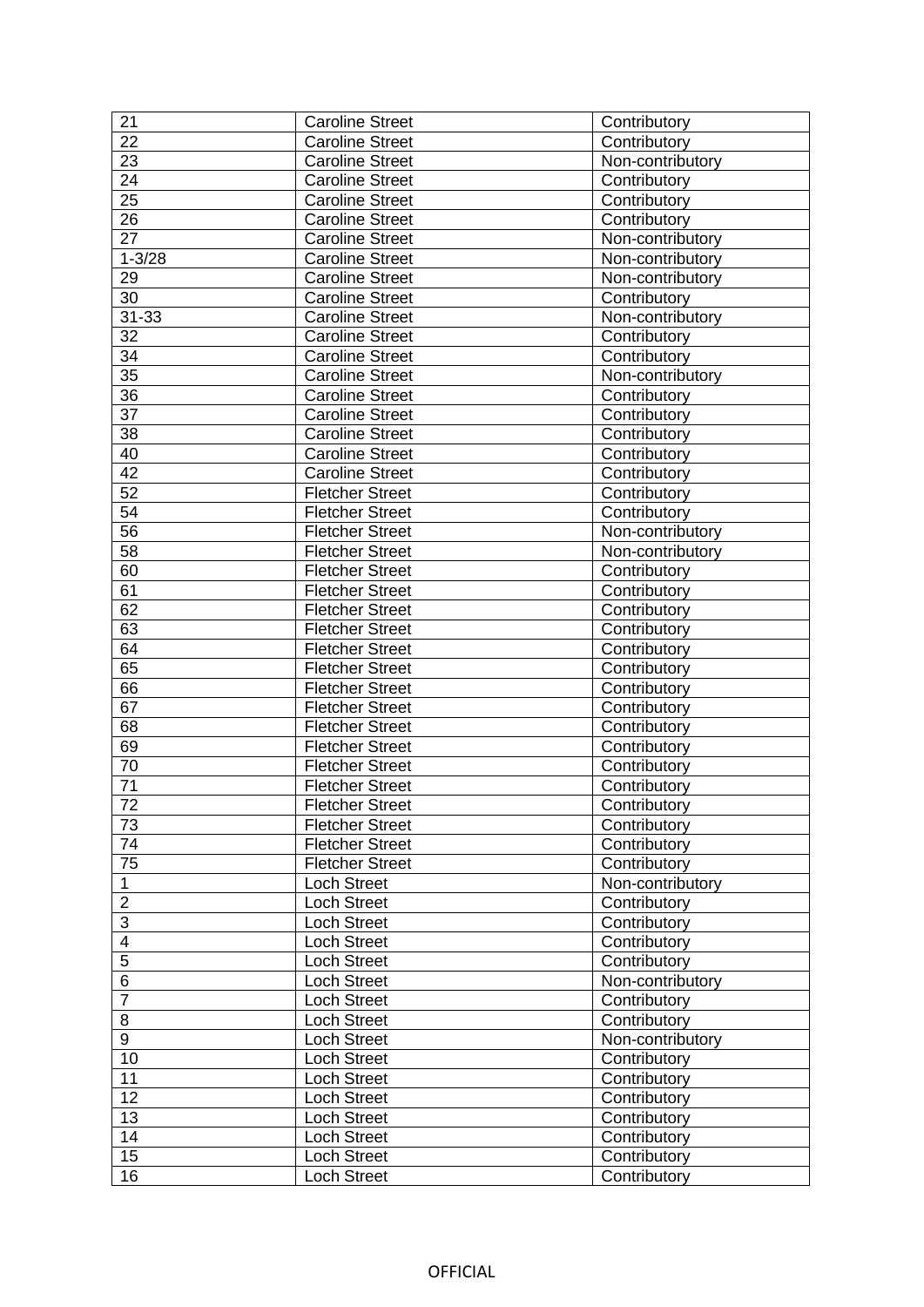| 21 | Caroline Street | Contributory |
|---|---|---|
| 22 | Caroline Street | Contributory |
| 23 | Caroline Street | Non-contributory |
| 24 | Caroline Street | Contributory |
| 25 | Caroline Street | Contributory |
| 26 | Caroline Street | Contributory |
| 27 | Caroline Street | Non-contributory |
| 1-3/28 | Caroline Street | Non-contributory |
| 29 | Caroline Street | Non-contributory |
| 30 | Caroline Street | Contributory |
| 31-33 | Caroline Street | Non-contributory |
| 32 | Caroline Street | Contributory |
| 34 | Caroline Street | Contributory |
| 35 | Caroline Street | Non-contributory |
| 36 | Caroline Street | Contributory |
| 37 | Caroline Street | Contributory |
| 38 | Caroline Street | Contributory |
| 40 | Caroline Street | Contributory |
| 42 | Caroline Street | Contributory |
| 52 | Fletcher Street | Contributory |
| 54 | Fletcher Street | Contributory |
| 56 | Fletcher Street | Non-contributory |
| 58 | Fletcher Street | Non-contributory |
| 60 | Fletcher Street | Contributory |
| 61 | Fletcher Street | Contributory |
| 62 | Fletcher Street | Contributory |
| 63 | Fletcher Street | Contributory |
| 64 | Fletcher Street | Contributory |
| 65 | Fletcher Street | Contributory |
| 66 | Fletcher Street | Contributory |
| 67 | Fletcher Street | Contributory |
| 68 | Fletcher Street | Contributory |
| 69 | Fletcher Street | Contributory |
| 70 | Fletcher Street | Contributory |
| 71 | Fletcher Street | Contributory |
| 72 | Fletcher Street | Contributory |
| 73 | Fletcher Street | Contributory |
| 74 | Fletcher Street | Contributory |
| 75 | Fletcher Street | Contributory |
| 1 | Loch Street | Non-contributory |
| 2 | Loch Street | Contributory |
| 3 | Loch Street | Contributory |
| 4 | Loch Street | Contributory |
| 5 | Loch Street | Contributory |
| 6 | Loch Street | Non-contributory |
| 7 | Loch Street | Contributory |
| 8 | Loch Street | Contributory |
| 9 | Loch Street | Non-contributory |
| 10 | Loch Street | Contributory |
| 11 | Loch Street | Contributory |
| 12 | Loch Street | Contributory |
| 13 | Loch Street | Contributory |
| 14 | Loch Street | Contributory |
| 15 | Loch Street | Contributory |
| 16 | Loch Street | Contributory |

OFFICIAL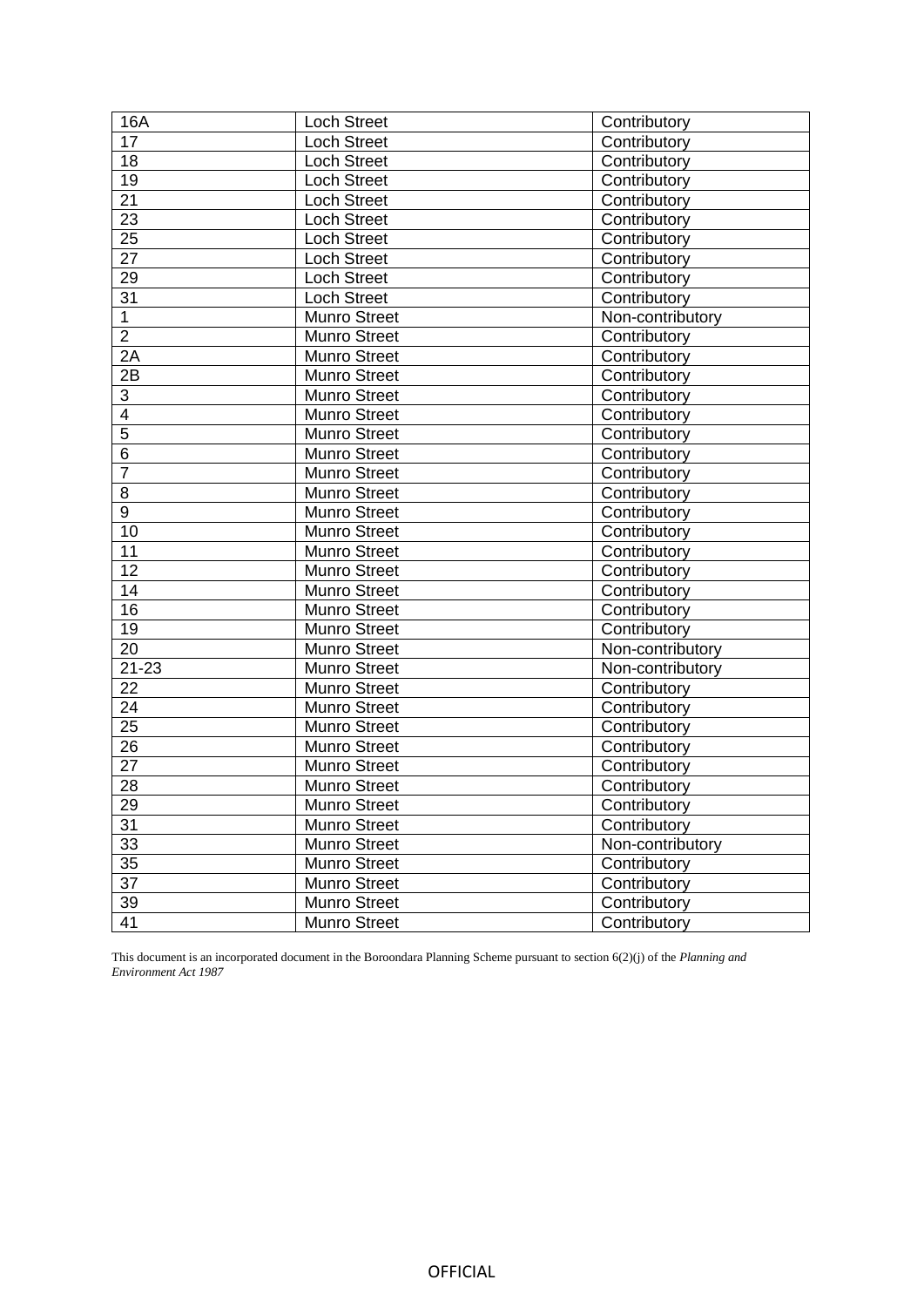| | | |
|---|---|---|
| 16A | Loch Street | Contributory |
| 17 | Loch Street | Contributory |
| 18 | Loch Street | Contributory |
| 19 | Loch Street | Contributory |
| 21 | Loch Street | Contributory |
| 23 | Loch Street | Contributory |
| 25 | Loch Street | Contributory |
| 27 | Loch Street | Contributory |
| 29 | Loch Street | Contributory |
| 31 | Loch Street | Contributory |
| 1 | Munro Street | Non-contributory |
| 2 | Munro Street | Contributory |
| 2A | Munro Street | Contributory |
| 2B | Munro Street | Contributory |
| 3 | Munro Street | Contributory |
| 4 | Munro Street | Contributory |
| 5 | Munro Street | Contributory |
| 6 | Munro Street | Contributory |
| 7 | Munro Street | Contributory |
| 8 | Munro Street | Contributory |
| 9 | Munro Street | Contributory |
| 10 | Munro Street | Contributory |
| 11 | Munro Street | Contributory |
| 12 | Munro Street | Contributory |
| 14 | Munro Street | Contributory |
| 16 | Munro Street | Contributory |
| 19 | Munro Street | Contributory |
| 20 | Munro Street | Non-contributory |
| 21-23 | Munro Street | Non-contributory |
| 22 | Munro Street | Contributory |
| 24 | Munro Street | Contributory |
| 25 | Munro Street | Contributory |
| 26 | Munro Street | Contributory |
| 27 | Munro Street | Contributory |
| 28 | Munro Street | Contributory |
| 29 | Munro Street | Contributory |
| 31 | Munro Street | Contributory |
| 33 | Munro Street | Non-contributory |
| 35 | Munro Street | Contributory |
| 37 | Munro Street | Contributory |
| 39 | Munro Street | Contributory |
| 41 | Munro Street | Contributory |

This document is an incorporated document in the Boroondara Planning Scheme pursuant to section 6(2)(j) of the *Planning and Environment Act 1987*

OFFICIAL